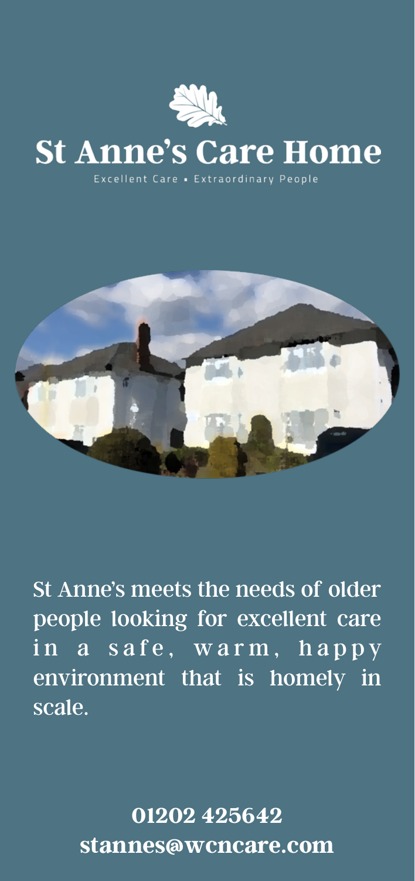# St Anne's Care Home

Excellent Care • Extraordinary People

St Anne's meets the needs of older people looking for excellent care in a safe, warm, happy environment that is homely in scale.

**01202 425642**
**stannes@wcncare.com**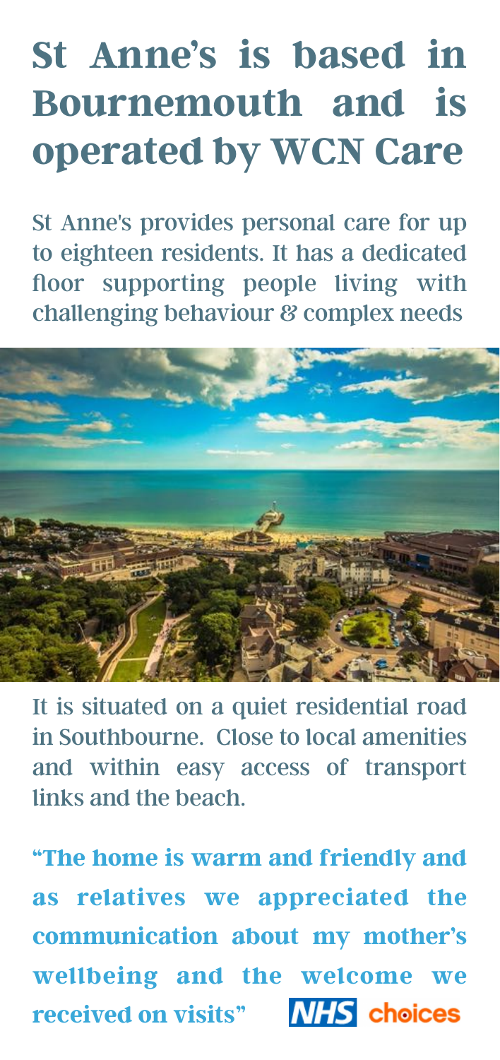# St Anne's is based in Bournemouth and is operated by WCN Care

St Anne's provides personal care for up to eighteen residents. It has a dedicated floor supporting people living with challenging behaviour & complex needs

It is situated on a quiet residential road in Southbourne. Close to local amenities and within easy access of transport links and the beach.

**"The home is warm and friendly and as relatives we appreciated the communication about my mother's wellbeing and the welcome we received on visits"** NHS choices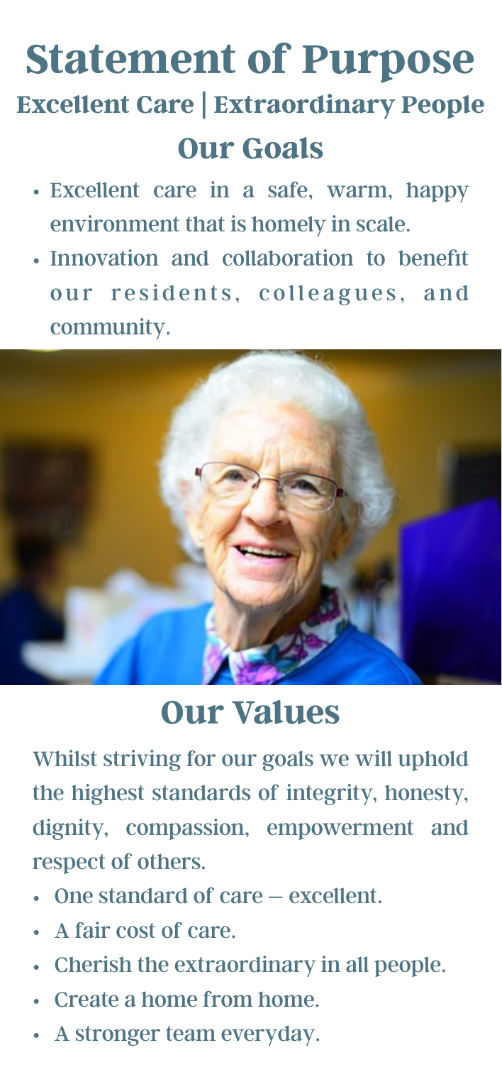# Statement of Purpose

### Excellent Care | Extraordinary People

## Our Goals

- Excellent care in a safe, warm, happy environment that is homely in scale.
- Innovation and collaboration to benefit our residents, colleagues, and community.

## Our Values

Whilst striving for our goals we will uphold the highest standards of integrity, honesty, dignity, compassion, empowerment and respect of others.

- One standard of care – excellent.
- A fair cost of care.
- Cherish the extraordinary in all people.
- Create a home from home.
- A stronger team everyday.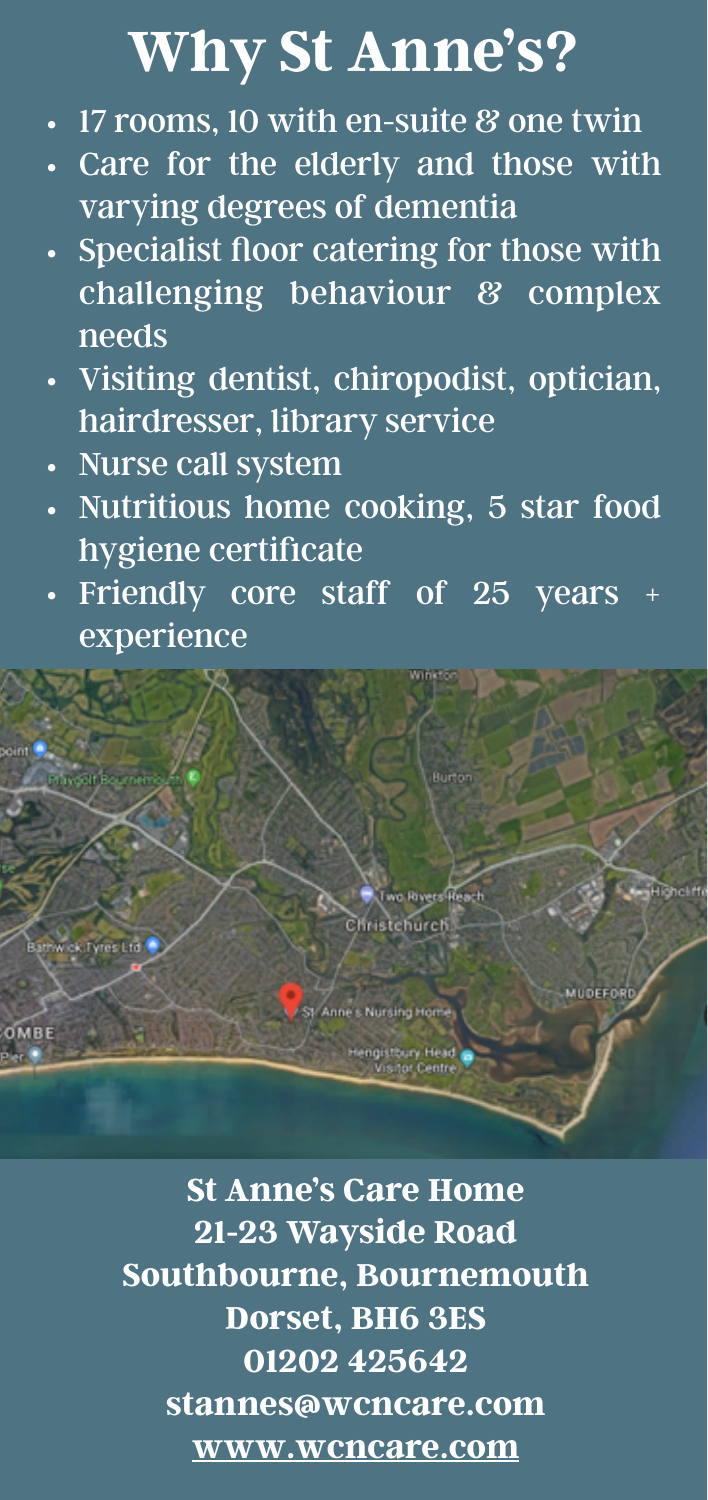# Why St Anne's?

- 17 rooms, 10 with en-suite & one twin
- Care for the elderly and those with varying degrees of dementia
- Specialist floor catering for those with challenging behaviour & complex needs
- Visiting dentist, chiropodist, optician, hairdresser, library service
- Nurse call system
- Nutritious home cooking, 5 star food hygiene certificate
- Friendly core staff of 25 years + experience

**St Anne's Care Home**
**21-23 Wayside Road**
**Southbourne, Bournemouth**
**Dorset, BH6 3ES**
**01202 425642**
**stannes@wcncare.com**
**www.wcncare.com**